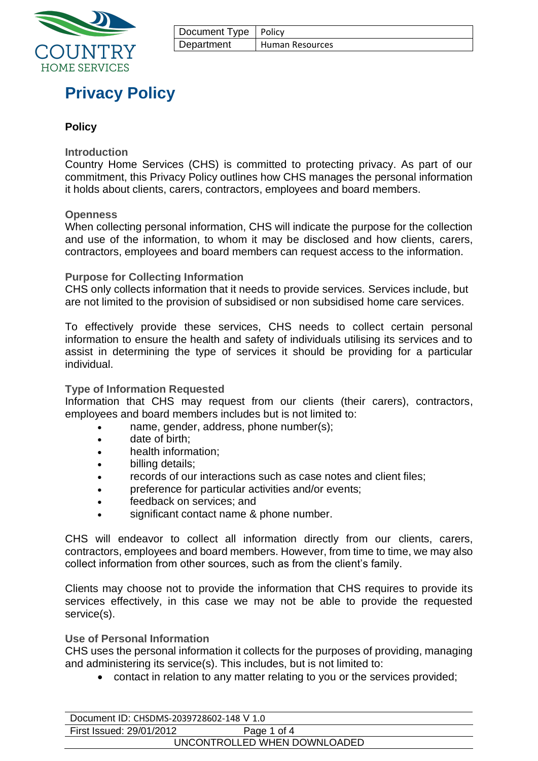COUNTRY HOME SERVICES

| Document Type | Policy |
| --- | --- |
| Department | Human Resources |

# Privacy Policy

**Policy**

### Introduction

Country Home Services (CHS) is committed to protecting privacy. As part of our commitment, this Privacy Policy outlines how CHS manages the personal information it holds about clients, carers, contractors, employees and board members.

### Openness

When collecting personal information, CHS will indicate the purpose for the collection and use of the information, to whom it may be disclosed and how clients, carers, contractors, employees and board members can request access to the information.

### Purpose for Collecting Information

CHS only collects information that it needs to provide services. Services include, but are not limited to the provision of subsidised or non subsidised home care services.

To effectively provide these services, CHS needs to collect certain personal information to ensure the health and safety of individuals utilising its services and to assist in determining the type of services it should be providing for a particular individual.

### Type of Information Requested

Information that CHS may request from our clients (their carers), contractors, employees and board members includes but is not limited to:

- name, gender, address, phone number(s);
- date of birth;
- health information;
- billing details;
- records of our interactions such as case notes and client files;
- preference for particular activities and/or events;
- feedback on services; and
- significant contact name & phone number.

CHS will endeavor to collect all information directly from our clients, carers, contractors, employees and board members. However, from time to time, we may also collect information from other sources, such as from the client's family.

Clients may choose not to provide the information that CHS requires to provide its services effectively, in this case we may not be able to provide the requested service(s).

### Use of Personal Information

CHS uses the personal information it collects for the purposes of providing, managing and administering its service(s). This includes, but is not limited to:

- contact in relation to any matter relating to you or the services provided;

Document ID: CHSDMS-2039728602-148 V 1.0
First Issued: 29/01/2012
UNCONTROLLED WHEN DOWNLOADED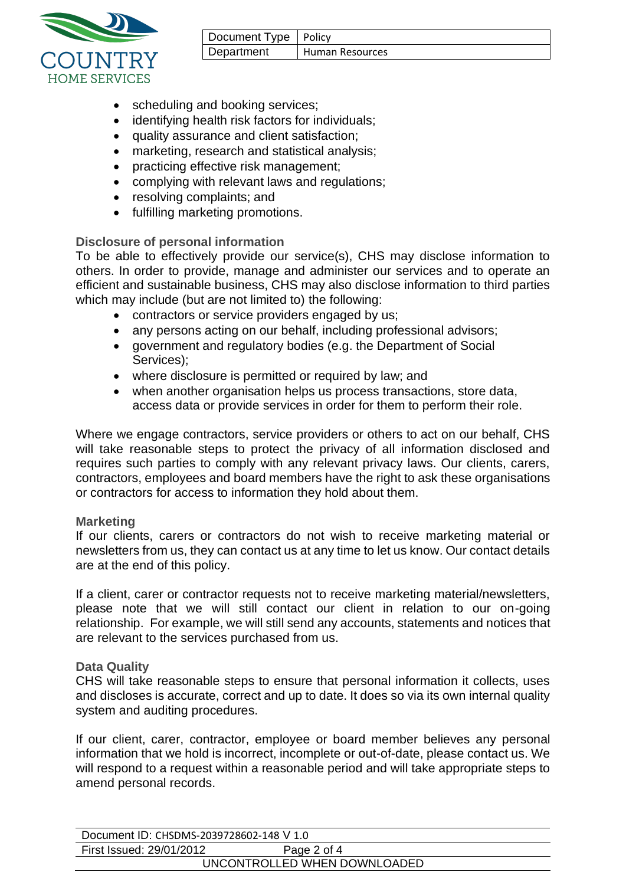- scheduling and booking services;
- identifying health risk factors for individuals;
- quality assurance and client satisfaction;
- marketing, research and statistical analysis;
- practicing effective risk management;
- complying with relevant laws and regulations;
- resolving complaints; and
- fulfilling marketing promotions.

**Disclosure of personal information**

To be able to effectively provide our service(s), CHS may disclose information to others. In order to provide, manage and administer our services and to operate an efficient and sustainable business, CHS may also disclose information to third parties which may include (but are not limited to) the following:

- contractors or service providers engaged by us;
- any persons acting on our behalf, including professional advisors;
- government and regulatory bodies (e.g. the Department of Social Services);
- where disclosure is permitted or required by law; and
- when another organisation helps us process transactions, store data, access data or provide services in order for them to perform their role.

Where we engage contractors, service providers or others to act on our behalf, CHS will take reasonable steps to protect the privacy of all information disclosed and requires such parties to comply with any relevant privacy laws. Our clients, carers, contractors, employees and board members have the right to ask these organisations or contractors for access to information they hold about them.

**Marketing**

If our clients, carers or contractors do not wish to receive marketing material or newsletters from us, they can contact us at any time to let us know. Our contact details are at the end of this policy.

If a client, carer or contractor requests not to receive marketing material/newsletters, please note that we will still contact our client in relation to our on-going relationship. For example, we will still send any accounts, statements and notices that are relevant to the services purchased from us.

**Data Quality**

CHS will take reasonable steps to ensure that personal information it collects, uses and discloses is accurate, correct and up to date. It does so via its own internal quality system and auditing procedures.

If our client, carer, contractor, employee or board member believes any personal information that we hold is incorrect, incomplete or out-of-date, please contact us. We will respond to a request within a reasonable period and will take appropriate steps to amend personal records.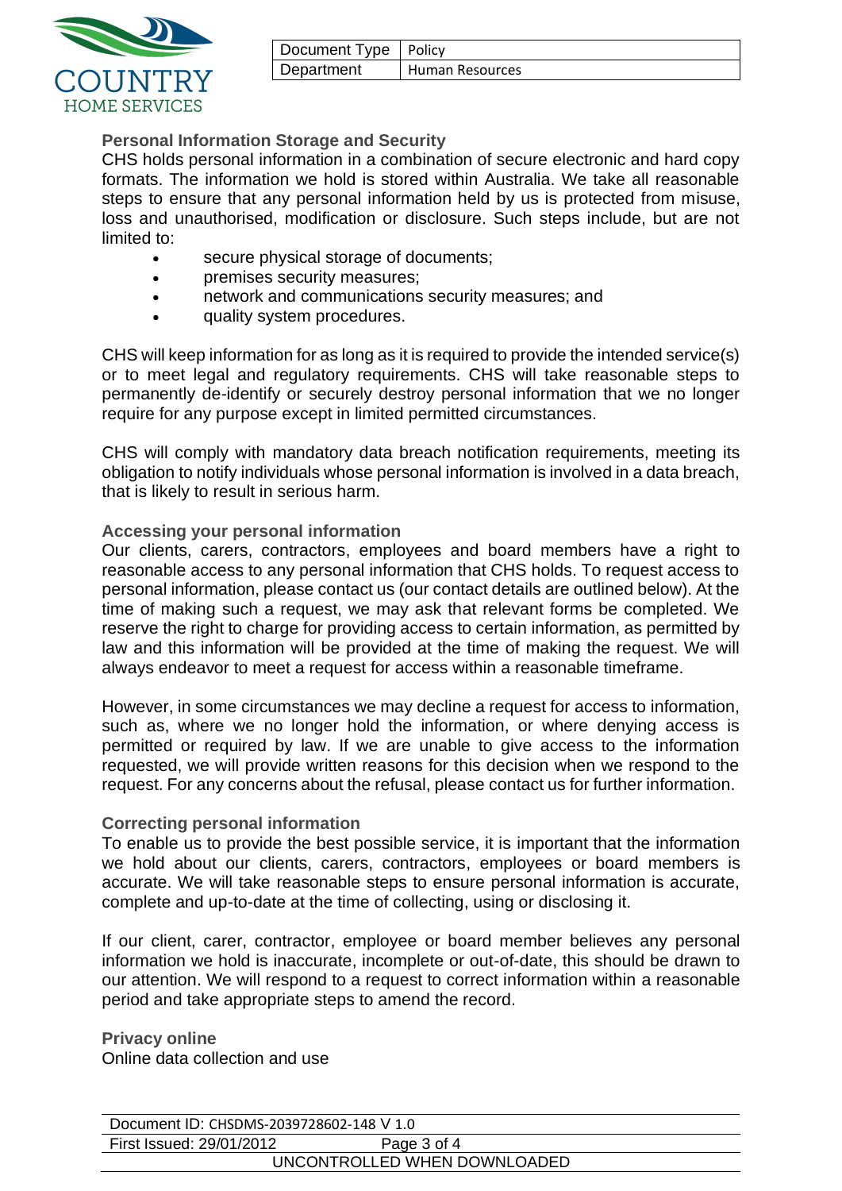## Personal Information Storage and Security

CHS holds personal information in a combination of secure electronic and hard copy formats. The information we hold is stored within Australia. We take all reasonable steps to ensure that any personal information held by us is protected from misuse, loss and unauthorised, modification or disclosure. Such steps include, but are not limited to:

- secure physical storage of documents;
- premises security measures;
- network and communications security measures; and
- quality system procedures.

CHS will keep information for as long as it is required to provide the intended service(s) or to meet legal and regulatory requirements. CHS will take reasonable steps to permanently de-identify or securely destroy personal information that we no longer require for any purpose except in limited permitted circumstances.

CHS will comply with mandatory data breach notification requirements, meeting its obligation to notify individuals whose personal information is involved in a data breach, that is likely to result in serious harm.

## Accessing your personal information

Our clients, carers, contractors, employees and board members have a right to reasonable access to any personal information that CHS holds. To request access to personal information, please contact us (our contact details are outlined below). At the time of making such a request, we may ask that relevant forms be completed. We reserve the right to charge for providing access to certain information, as permitted by law and this information will be provided at the time of making the request. We will always endeavor to meet a request for access within a reasonable timeframe.

However, in some circumstances we may decline a request for access to information, such as, where we no longer hold the information, or where denying access is permitted or required by law. If we are unable to give access to the information requested, we will provide written reasons for this decision when we respond to the request. For any concerns about the refusal, please contact us for further information.

## Correcting personal information

To enable us to provide the best possible service, it is important that the information we hold about our clients, carers, contractors, employees or board members is accurate. We will take reasonable steps to ensure personal information is accurate, complete and up-to-date at the time of collecting, using or disclosing it.

If our client, carer, contractor, employee or board member believes any personal information we hold is inaccurate, incomplete or out-of-date, this should be drawn to our attention. We will respond to a request to correct information within a reasonable period and take appropriate steps to amend the record.

## Privacy online

Online data collection and use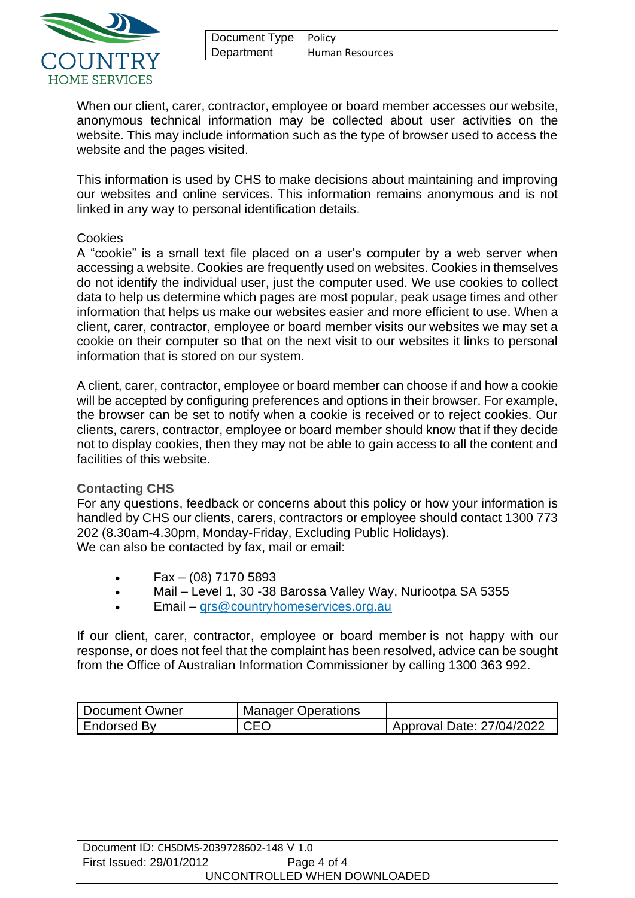When our client, carer, contractor, employee or board member accesses our website, anonymous technical information may be collected about user activities on the website. This may include information such as the type of browser used to access the website and the pages visited.

This information is used by CHS to make decisions about maintaining and improving our websites and online services. This information remains anonymous and is not linked in any way to personal identification details.

Cookies
A "cookie" is a small text file placed on a user's computer by a web server when accessing a website. Cookies are frequently used on websites. Cookies in themselves do not identify the individual user, just the computer used. We use cookies to collect data to help us determine which pages are most popular, peak usage times and other information that helps us make our websites easier and more efficient to use. When a client, carer, contractor, employee or board member visits our websites we may set a cookie on their computer so that on the next visit to our websites it links to personal information that is stored on our system.

A client, carer, contractor, employee or board member can choose if and how a cookie will be accepted by configuring preferences and options in their browser. For example, the browser can be set to notify when a cookie is received or to reject cookies. Our clients, carers, contractor, employee or board member should know that if they decide not to display cookies, then they may not be able to gain access to all the content and facilities of this website.

**Contacting CHS**
For any questions, feedback or concerns about this policy or how your information is handled by CHS our clients, carers, contractors or employee should contact 1300 773 202 (8.30am-4.30pm, Monday-Friday, Excluding Public Holidays).
We can also be contacted by fax, mail or email:

- Fax – (08) 7170 5893
- Mail – Level 1, 30 -38 Barossa Valley Way, Nuriootpa SA 5355
- Email – qrs@countryhomeservices.org.au

If our client, carer, contractor, employee or board member is not happy with our response, or does not feel that the complaint has been resolved, advice can be sought from the Office of Australian Information Commissioner by calling 1300 363 992.

| | | |
|---|---|---|
| Document Owner | Manager Operations | |
| Endorsed By | CEO | Approval Date: 27/04/2022 |